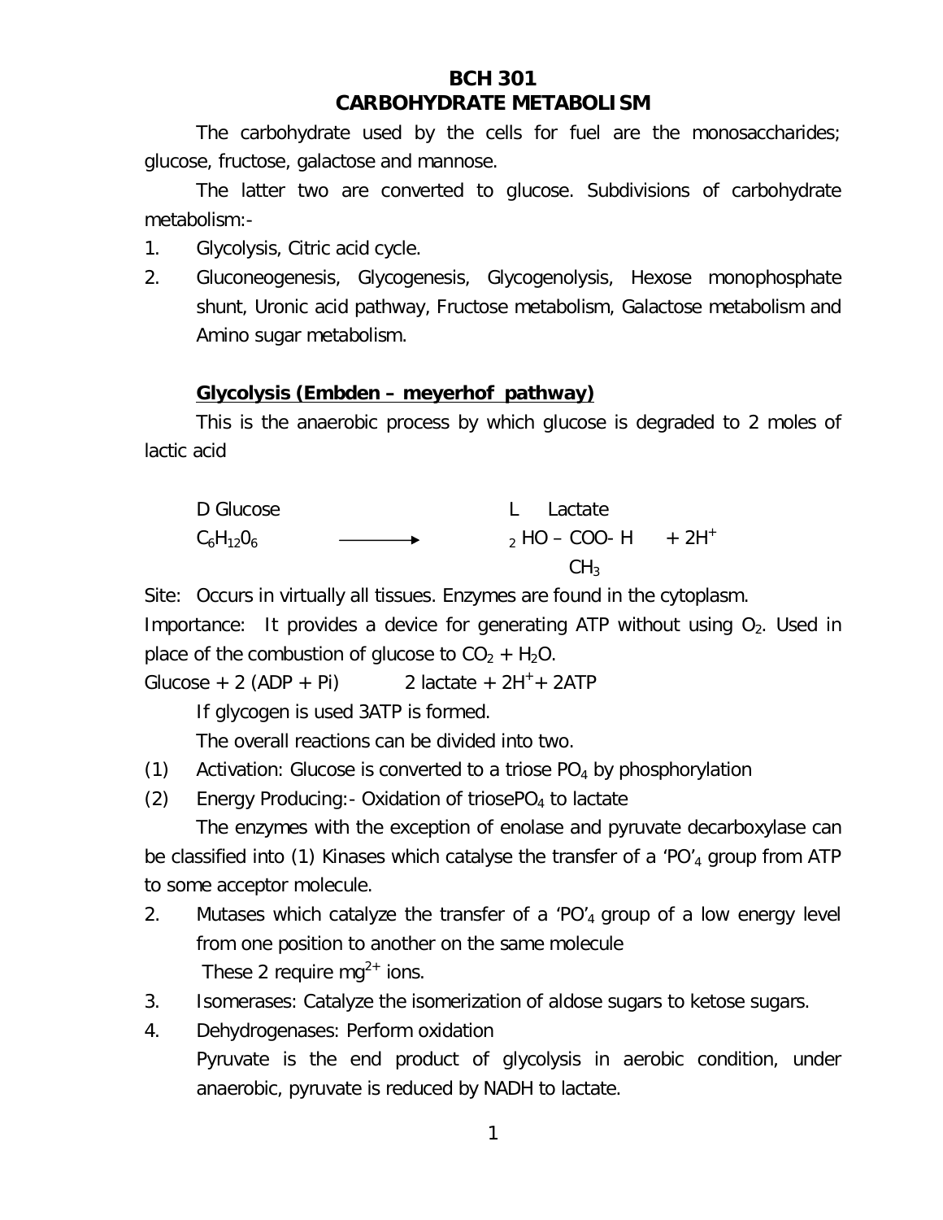# BCH 301
# CARBOHYDRATE METABOLISM

The carbohydrate used by the cells for fuel are the monosaccharides; glucose, fructose, galactose and mannose.

The latter two are converted to glucose. Subdivisions of carbohydrate metabolism:-

1. Glycolysis, Citric acid cycle.
2. Gluconeogenesis, Glycogenesis, Glycogenolysis, Hexose monophosphate shunt, Uronic acid pathway, Fructose metabolism, Galactose metabolism and Amino sugar metabolism.

## **Glycolysis (Embden – meyerhof pathway)**

This is the anaerobic process by which glucose is degraded to 2 moles of lactic acid

D Glucose → L Lactate

$C_6H_{12}0_6$ ⟶ $_2$ HO – COO- H + $2H^+$

$CH_3$

Site: Occurs in virtually all tissues. Enzymes are found in the cytoplasm.

Importance: It provides a device for generating ATP without using $O_2$. Used in place of the combustion of glucose to $CO_2$ + $H_2O$.

Glucose + 2 (ADP + Pi) 2 lactate + $2H^+$+ 2ATP

If glycogen is used 3ATP is formed.

The overall reactions can be divided into two.

(1) Activation: Glucose is converted to a triose $PO_4$ by phosphorylation
(2) Energy Producing:- Oxidation of triose$PO_4$ to lactate

The enzymes with the exception of enolase and pyruvate decarboxylase can be classified into (1) Kinases which catalyse the transfer of a '$PO'_4$ group from ATP to some acceptor molecule.

2. Mutases which catalyze the transfer of a '$PO'_4$ group of a low energy level from one position to another on the same molecule

   These 2 require $mg^{2+}$ ions.

3. Isomerases: Catalyze the isomerization of aldose sugars to ketose sugars.
4. Dehydrogenases: Perform oxidation

   Pyruvate is the end product of glycolysis in aerobic condition, under anaerobic, pyruvate is reduced by NADH to lactate.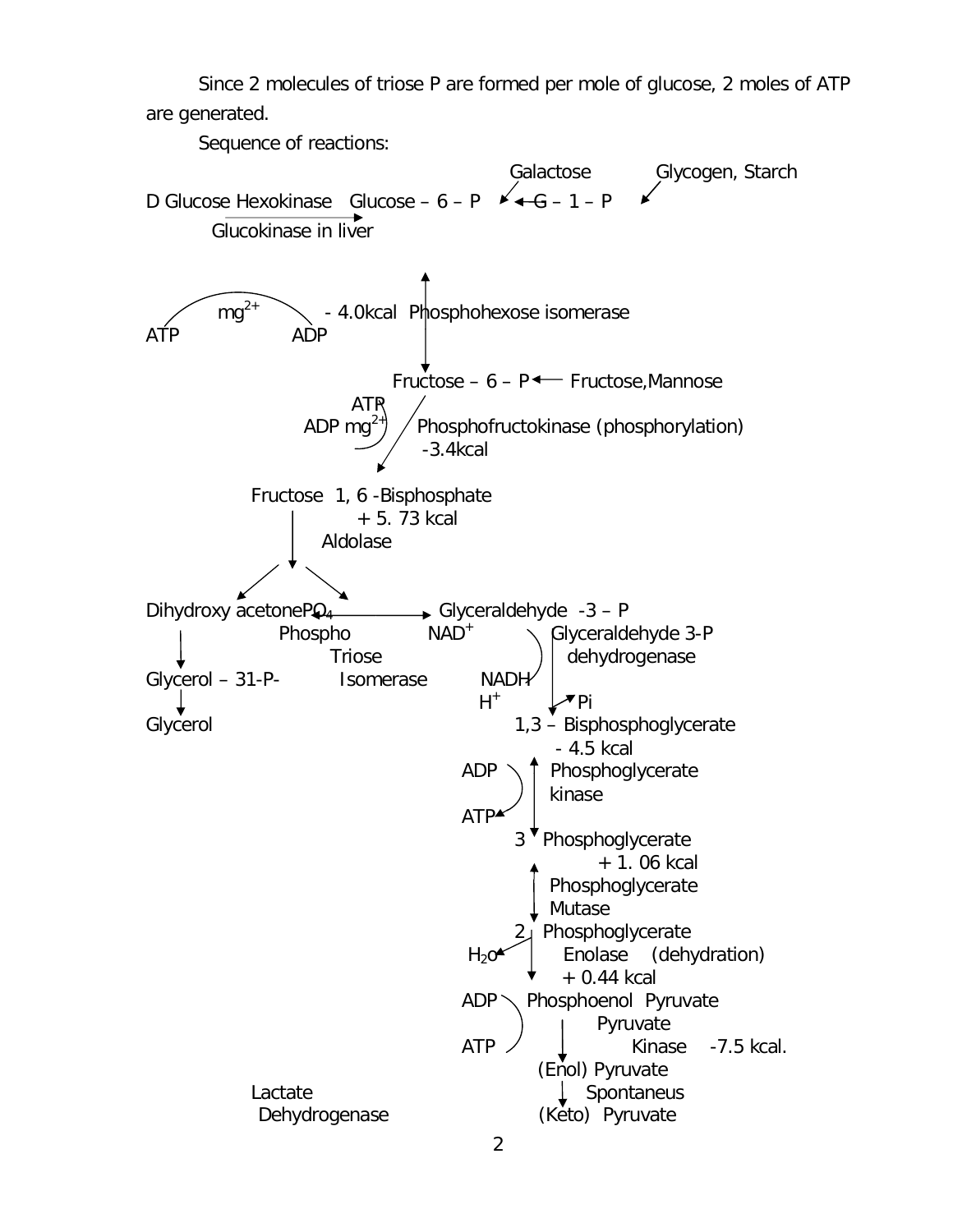Since 2 molecules of triose P are formed per mole of glucose, 2 moles of ATP are generated.

Sequence of reactions:

Galactose → Glucose – 6 – P ← G – 1 – P ← Glycogen, Starch

D Glucose → Glucose – 6 – P (Hexokinase; Glucokinase in liver)

ATP → ADP ($mg^{2+}$) - 4.0kcal

Glucose – 6 – P ↔ Fructose – 6 – P (Phosphohexose isomerase)

Fructose – 6 – P ← Fructose, Mannose

Fructose – 6 – P → Fructose 1, 6 -Bisphosphate (Phosphofructokinase (phosphorylation), ATP → ADP $mg^{2+}$) -3.4kcal

Fructose 1, 6 -Bisphosphate (+ 5. 73 kcal, Aldolase) → Dihydroxy acetone$PO_4$ + Glyceraldehyde -3 – P

Dihydroxy acetone$PO_4$ ↔ Glyceraldehyde -3 – P (Phospho Triose Isomerase)

Dihydroxy acetone$PO_4$ → Glycerol – 31-P- → Glycerol

Glyceraldehyde -3 – P → 1,3 – Bisphosphoglycerate (Glyceraldehyde 3-P dehydrogenase; $NAD^+$ → NADH $H^+$; Pi) - 4.5 kcal

1,3 – Bisphosphoglycerate ↔ 3 Phosphoglycerate (Phosphoglycerate kinase; ADP → ATP) + 1. 06 kcal

3 Phosphoglycerate ↔ 2 Phosphoglycerate (Phosphoglycerate Mutase)

2 Phosphoglycerate → Phosphoenol Pyruvate (Enolase (dehydration); $H_2O$) + 0.44 kcal

Phosphoenol Pyruvate → (Enol) Pyruvate (Pyruvate Kinase; ADP → ATP) -7.5 kcal.

(Enol) Pyruvate → (Keto) Pyruvate (Spontaneus)

Lactate Dehydrogenase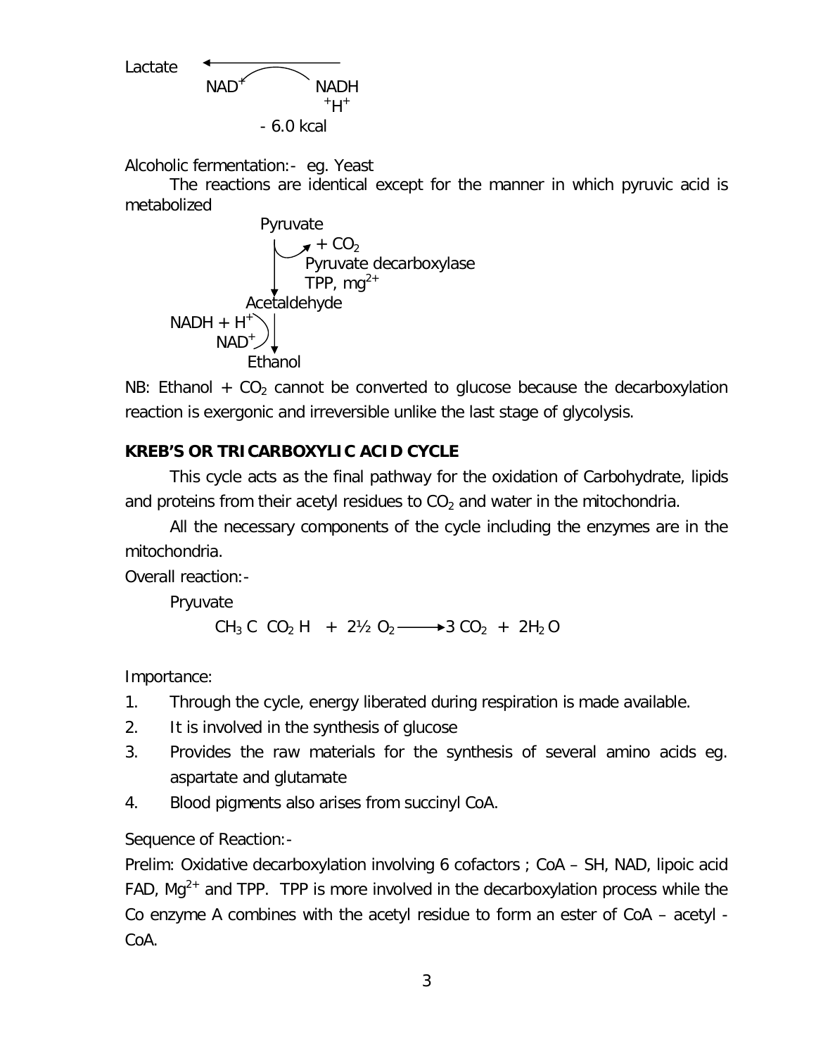Lactate ⟵ (NAD$^+$ ⟵ NADH $+ H^+$)

- 6.0 kcal

Alcoholic fermentation:- eg. Yeast

The reactions are identical except for the manner in which pyruvic acid is metabolized

Pyruvate

↓ + $CO_2$ (Pyruvate decarboxylase, TPP, $mg^{2+}$)

Acetaldehyde

↓ ($NADH + H^+$ → $NAD^+$)

Ethanol

NB: Ethanol + $CO_2$ cannot be converted to glucose because the decarboxylation reaction is exergonic and irreversible unlike the last stage of glycolysis.

**KREB'S OR TRICARBOXYLIC ACID CYCLE**

This cycle acts as the final pathway for the oxidation of Carbohydrate, lipids and proteins from their acetyl residues to $CO_2$ and water in the mitochondria.

All the necessary components of the cycle including the enzymes are in the mitochondria.

Overall reaction:-

Pryuvate

$$CH_3\,C\;\;CO_2\,H \;+\; 2\tfrac{1}{2}\,O_2 \longrightarrow 3\,CO_2 \;+\; 2H_2O$$

Importance:

1. Through the cycle, energy liberated during respiration is made available.
2. It is involved in the synthesis of glucose
3. Provides the raw materials for the synthesis of several amino acids eg. aspartate and glutamate
4. Blood pigments also arises from succinyl CoA.

Sequence of Reaction:-

Prelim: Oxidative decarboxylation involving 6 cofactors ; CoA – SH, NAD, lipoic acid FAD, $Mg^{2+}$ and TPP. TPP is more involved in the decarboxylation process while the Co enzyme A combines with the acetyl residue to form an ester of CoA – acetyl - CoA.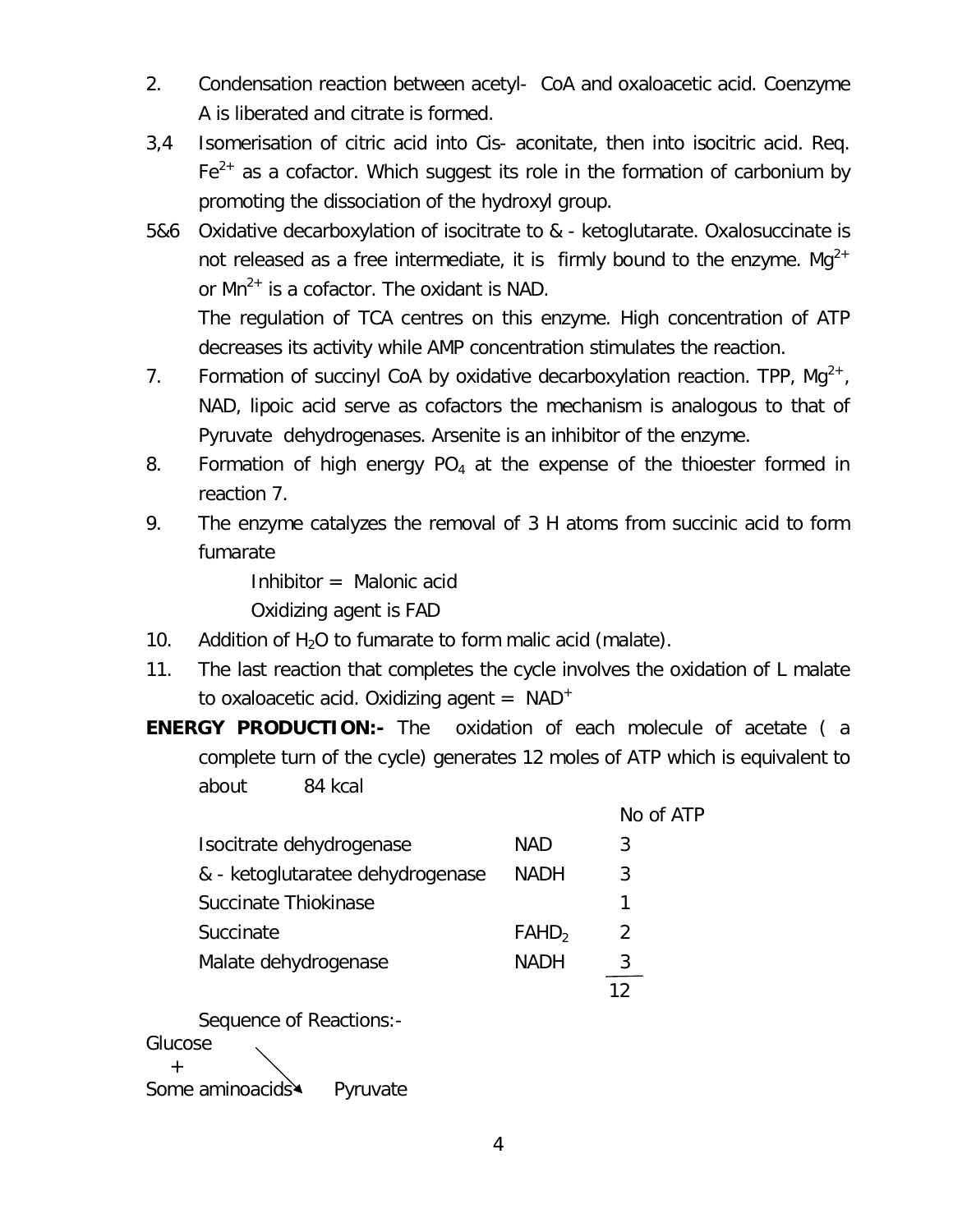2. Condensation reaction between acetyl- CoA and oxaloacetic acid. Coenzyme A is liberated and citrate is formed.

3,4 Isomerisation of citric acid into Cis- aconitate, then into isocitric acid. Req. $Fe^{2+}$ as a cofactor. Which suggest its role in the formation of carbonium by promoting the dissociation of the hydroxyl group.

5&6 Oxidative decarboxylation of isocitrate to & - ketoglutarate. Oxalosuccinate is not released as a free intermediate, it is firmly bound to the enzyme. $Mg^{2+}$ or $Mn^{2+}$ is a cofactor. The oxidant is NAD.

The regulation of TCA centres on this enzyme. High concentration of ATP decreases its activity while AMP concentration stimulates the reaction.

7. Formation of succinyl CoA by oxidative decarboxylation reaction. TPP, $Mg^{2+}$, NAD, lipoic acid serve as cofactors the mechanism is analogous to that of Pyruvate dehydrogenases. Arsenite is an inhibitor of the enzyme.

8. Formation of high energy $PO_4$ at the expense of the thioester formed in reaction 7.

9. The enzyme catalyzes the removal of 3 H atoms from succinic acid to form fumarate

   Inhibitor = Malonic acid

   Oxidizing agent is FAD

10. Addition of $H_2O$ to fumarate to form malic acid (malate).

11. The last reaction that completes the cycle involves the oxidation of L malate to oxaloacetic acid. Oxidizing agent = $NAD^+$

**ENERGY PRODUCTION:-** The oxidation of each molecule of acetate ( a complete turn of the cycle) generates 12 moles of ATP which is equivalent to about 84 kcal

| | | No of ATP |
|---|---|---|
| Isocitrate dehydrogenase | NAD | 3 |
| & - ketoglutaratee dehydrogenase | NADH | 3 |
| Succinate Thiokinase | | 1 |
| Succinate | $FAHD_2$ | 2 |
| Malate dehydrogenase | NADH | 3 |
| | | 12 |

Sequence of Reactions:-

Glucose
+
Some aminoacids → Pyruvate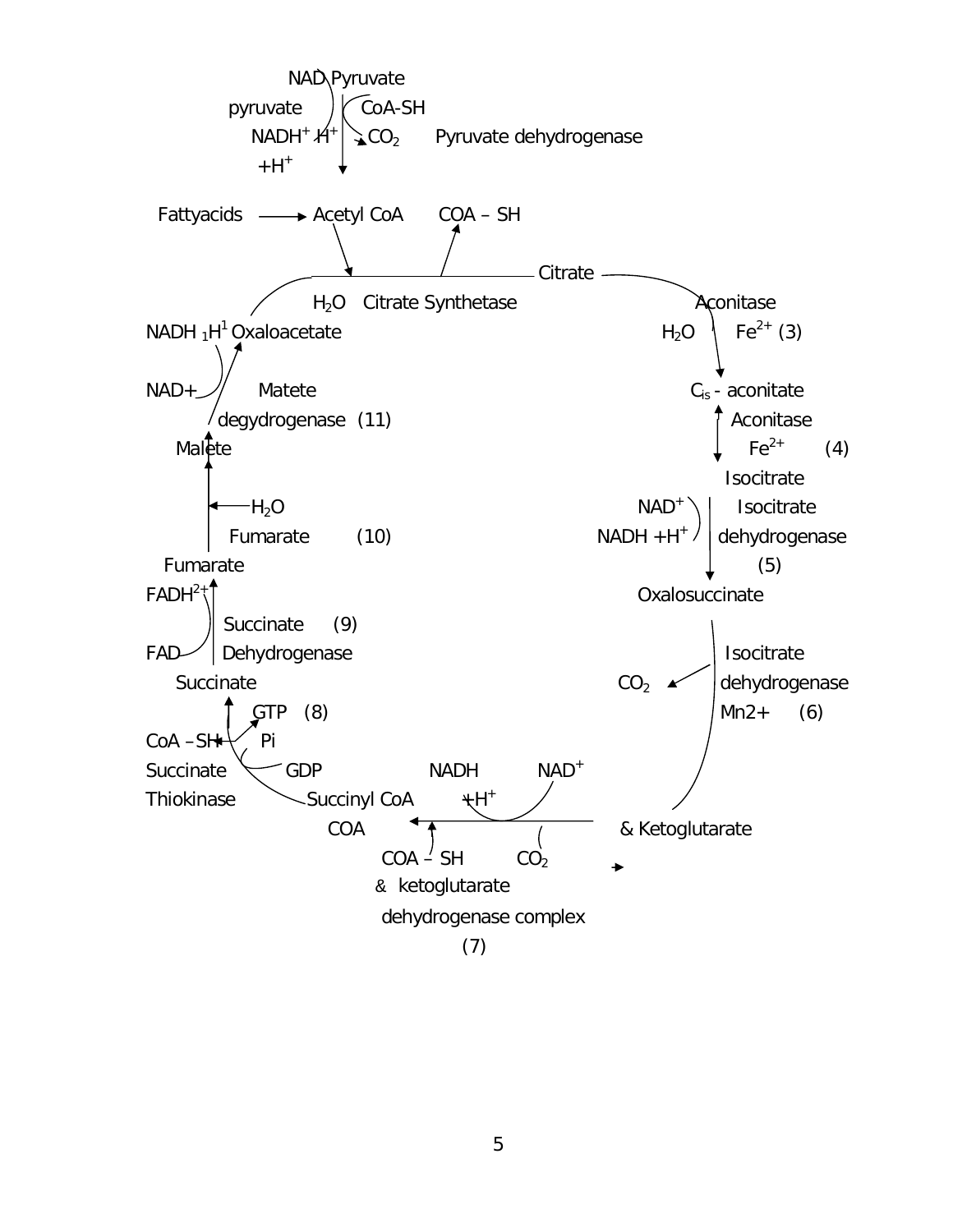NAD Pyruvate

pyruvate CoA-SH

$NADH^+$ $H^+$ $CO_2$ Pyruvate dehydrogenase

$+H^+$

Fattyacids → Acetyl CoA COA – SH

Citrate

$H_2O$ Citrate Synthetase

Aconitase

NADH $_1H^1$ Oxaloacetate

$H_2O$ $Fe^{2+}$ (3)

NAD+ Matete

degydrogenase (11)

$C_{is}$ - aconitate

Aconitase

Malete

$Fe^{2+}$ (4)

Isocitrate

$H_2O$

$NAD^+$ Isocitrate

Fumarate (10)

NADH $+H^+$ dehydrogenase

(5)

Fumarate

$FADH^{2+}$

Oxalosuccinate

Succinate (9)

FAD Dehydrogenase

Isocitrate

Succinate

$CO_2$ dehydrogenase

GTP (8)

Mn2+ (6)

CoA –SH Pi

Succinate GDP NADH $NAD^+$

Thiokinase Succinyl CoA $+H^+$

COA & Ketoglutarate

COA – SH $CO_2$

& ketoglutarate

dehydrogenase complex

(7)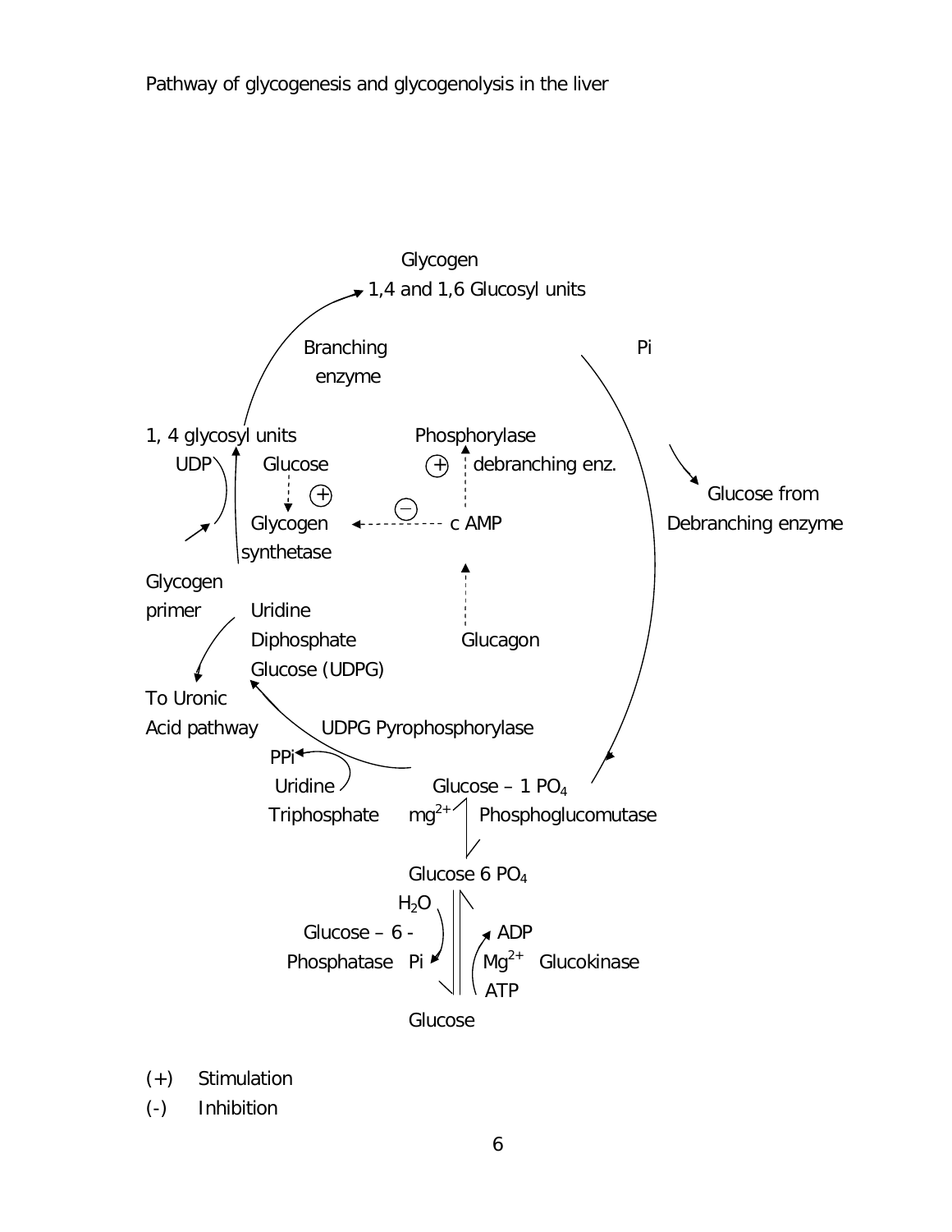Pathway of glycogenesis and glycogenolysis in the liver

Glycogen
1,4 and 1,6 Glucosyl units

Branching
enzyme

Pi

1, 4 glycosyl units

UDP

Glucose

(+)

Glycogen
synthetase

Phosphorylase

(+)

debranching enz.

(−)

c AMP

Glucose from
Debranching enzyme

Glycogen
primer

Uridine
Diphosphate
Glucose (UDPG)

Glucagon

To Uronic
Acid pathway

UDPG Pyrophosphorylase

PPi

Uridine
Triphosphate

Glucose – 1 $PO_4$

$mg^{2+}$

Phosphoglucomutase

Glucose 6 $PO_4$

$H_2O$

Glucose – 6 -
Phosphatase Pi

ADP

$Mg^{2+}$ Glucokinase

ATP

Glucose

(+) Stimulation

(-) Inhibition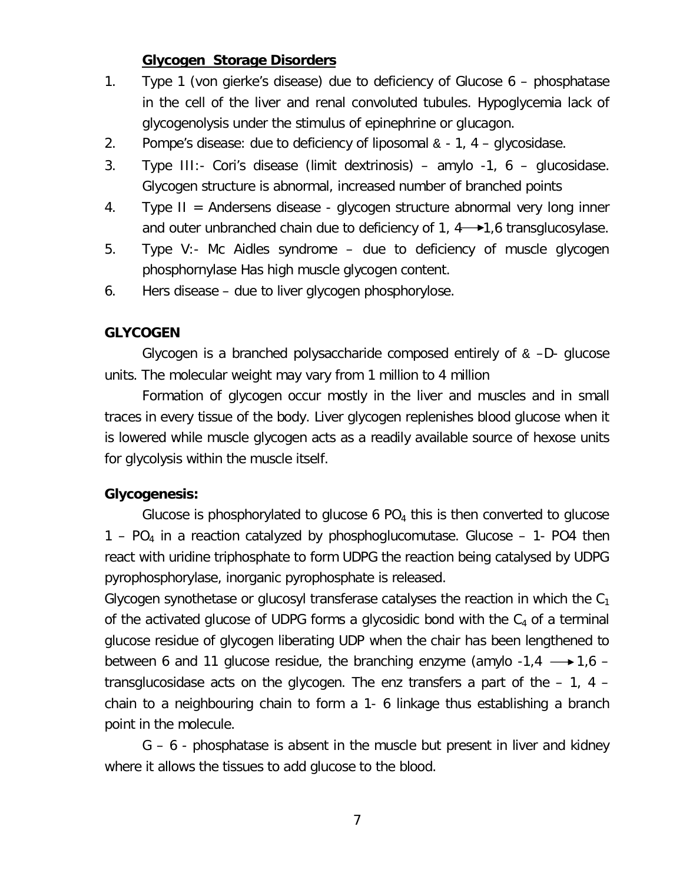## Glycogen Storage Disorders

1. Type 1 (von gierke's disease) due to deficiency of Glucose 6 – phosphatase in the cell of the liver and renal convoluted tubules. Hypoglycemia lack of glycogenolysis under the stimulus of epinephrine or glucagon.
2. Pompe's disease: due to deficiency of liposomal & - 1, 4 – glycosidase.
3. Type III:- Cori's disease (limit dextrinosis) – amylo -1, 6 – glucosidase. Glycogen structure is abnormal, increased number of branched points
4. Type II = Andersens disease - glycogen structure abnormal very long inner and outer unbranched chain due to deficiency of 1, 4 ⟶ 1,6 transglucosylase.
5. Type V:- Mc Aidles syndrome – due to deficiency of muscle glycogen phosphornylase Has high muscle glycogen content.
6. Hers disease – due to liver glycogen phosphorylose.

**GLYCOGEN**

Glycogen is a branched polysaccharide composed entirely of & –D- glucose units. The molecular weight may vary from 1 million to 4 million

Formation of glycogen occur mostly in the liver and muscles and in small traces in every tissue of the body. Liver glycogen replenishes blood glucose when it is lowered while muscle glycogen acts as a readily available source of hexose units for glycolysis within the muscle itself.

**Glycogenesis:**

Glucose is phosphorylated to glucose 6 $PO_4$ this is then converted to glucose 1 – $PO_4$ in a reaction catalyzed by phosphoglucomutase. Glucose – 1- PO4 then react with uridine triphosphate to form UDPG the reaction being catalysed by UDPG pyrophosphorylase, inorganic pyrophosphate is released.

Glycogen synothetase or glucosyl transferase catalyses the reaction in which the $C_1$ of the activated glucose of UDPG forms a glycosidic bond with the $C_4$ of a terminal glucose residue of glycogen liberating UDP when the chair has been lengthened to between 6 and 11 glucose residue, the branching enzyme (amylo -1,4 ⟶ 1,6 – transglucosidase acts on the glycogen. The enz transfers a part of the – 1, 4 – chain to a neighbouring chain to form a 1- 6 linkage thus establishing a branch point in the molecule.

G – 6 - phosphatase is absent in the muscle but present in liver and kidney where it allows the tissues to add glucose to the blood.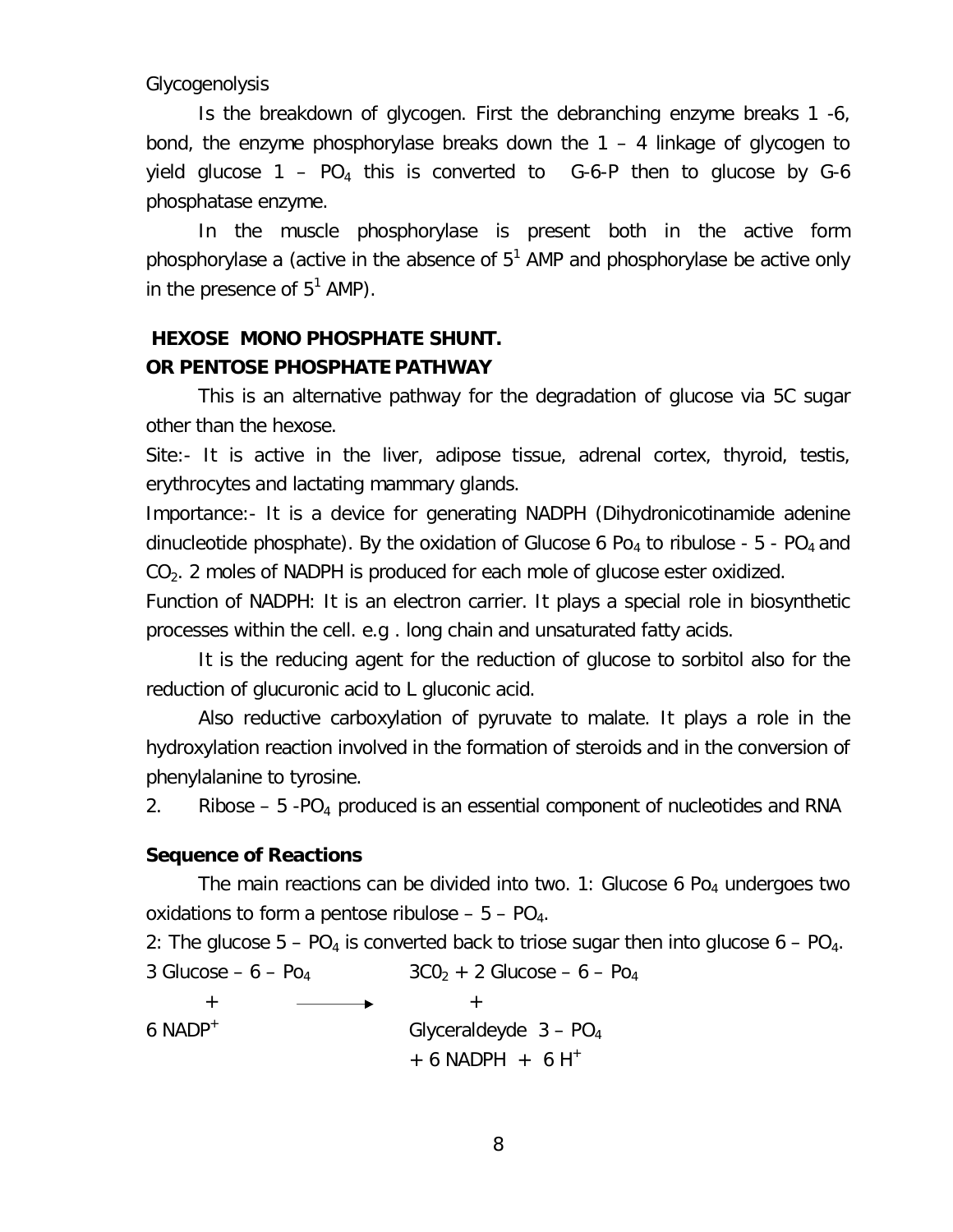Glycogenolysis

Is the breakdown of glycogen. First the debranching enzyme breaks 1 -6, bond, the enzyme phosphorylase breaks down the 1 – 4 linkage of glycogen to yield glucose 1 – $PO_4$ this is converted to G-6-P then to glucose by G-6 phosphatase enzyme.

In the muscle phosphorylase is present both in the active form phosphorylase a (active in the absence of $5^1$ AMP and phosphorylase be active only in the presence of $5^1$ AMP).

**HEXOSE MONO PHOSPHATE SHUNT.**
**OR PENTOSE PHOSPHATE PATHWAY**

This is an alternative pathway for the degradation of glucose via 5C sugar other than the hexose.

Site:- It is active in the liver, adipose tissue, adrenal cortex, thyroid, testis, erythrocytes and lactating mammary glands.

Importance:- It is a device for generating NADPH (Dihydronicotinamide adenine dinucleotide phosphate). By the oxidation of Glucose 6 $Po_4$ to ribulose - 5 - $PO_4$ and $CO_2$. 2 moles of NADPH is produced for each mole of glucose ester oxidized.

Function of NADPH: It is an electron carrier. It plays a special role in biosynthetic processes within the cell. e.g . long chain and unsaturated fatty acids.

It is the reducing agent for the reduction of glucose to sorbitol also for the reduction of glucuronic acid to L gluconic acid.

Also reductive carboxylation of pyruvate to malate. It plays a role in the hydroxylation reaction involved in the formation of steroids and in the conversion of phenylalanine to tyrosine.

2. Ribose – 5 -$PO_4$ produced is an essential component of nucleotides and RNA

**Sequence of Reactions**

The main reactions can be divided into two. 1: Glucose 6 $Po_4$ undergoes two oxidations to form a pentose ribulose – 5 – $PO_4$.

2: The glucose 5 – $PO_4$ is converted back to triose sugar then into glucose 6 – $PO_4$.

$$3 \text{ Glucose} - 6 - Po_4 + 6\,NADP^+ \longrightarrow 3CO_2 + 2 \text{ Glucose} - 6 - Po_4 + \text{Glyceraldeyde } 3 - PO_4 + 6\,NADPH + 6\,H^+$$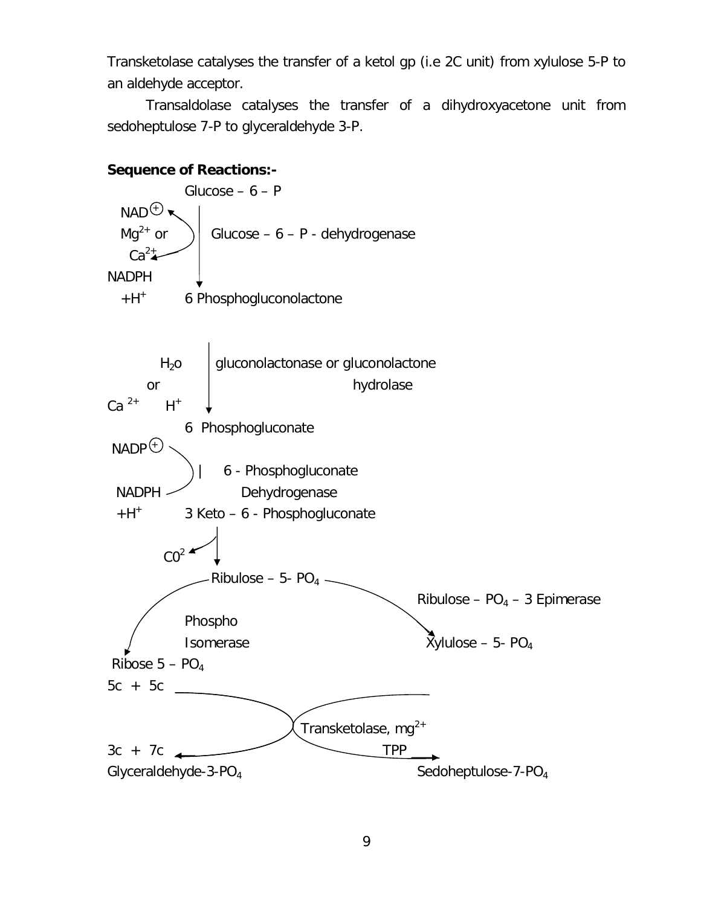Transketolase catalyses the transfer of a ketol gp (i.e 2C unit) from xylulose 5-P to an aldehyde acceptor.

Transaldolase catalyses the transfer of a dihydroxyacetone unit from sedoheptulose 7-P to glyceraldehyde 3-P.

**Sequence of Reactions:-**

Glucose – 6 – P

$NAD^{\oplus}$ → NADPH $+H^+$ ($Mg^{2+}$ or $Ca^{2+}$) | Glucose – 6 – P - dehydrogenase

6 Phosphogluconolactone

$H_2o$ or $Ca^{2+}$ $H^+$ | gluconolactonase or gluconolactone hydrolase

6 Phosphogluconate

$NADP^{\oplus}$ → NADPH $+H^+$ | 6 - Phosphogluconate Dehydrogenase

3 Keto – 6 - Phosphogluconate

| → $C0^2$

Ribulose – 5- $PO_4$

Phospho Isomerase → Ribose 5 – $PO_4$

Ribulose – $PO_4$ – 3 Epimerase → Xylulose – 5- $PO_4$

5c + 5c

Transketolase, $mg^{2+}$ TPP

3c + 7c

Glyceraldehyde-3-$PO_4$ Sedoheptulose-7-$PO_4$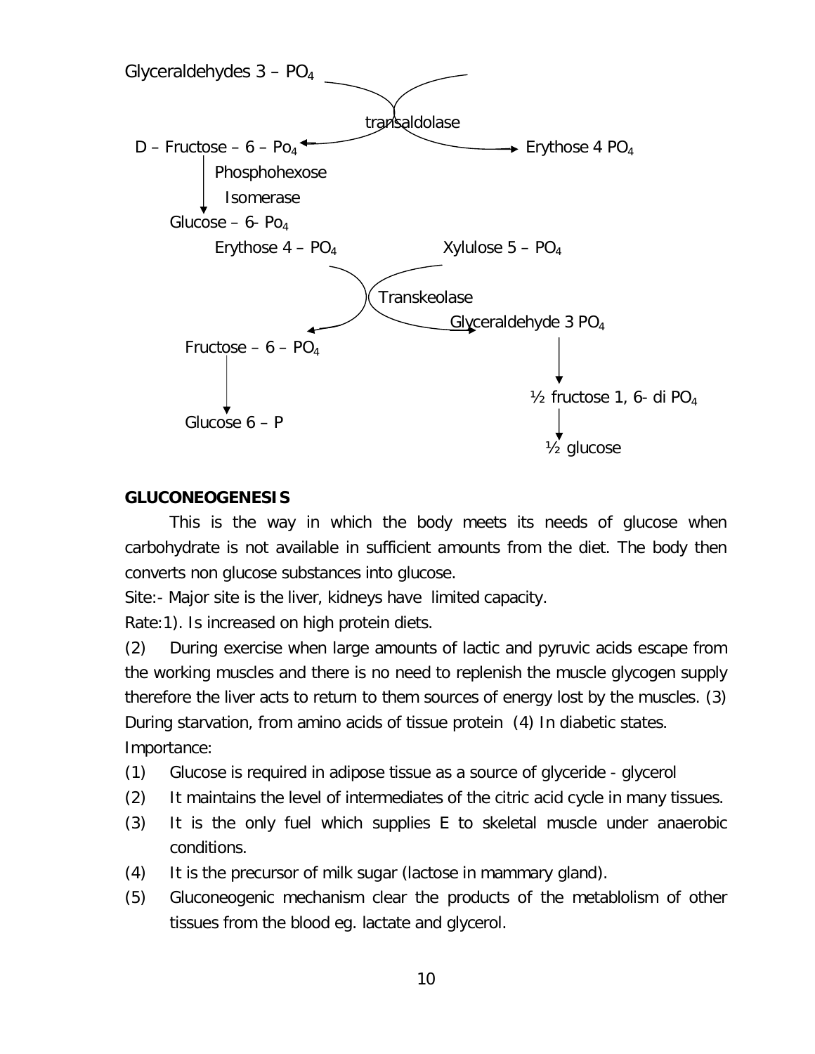Glyceraldehydes 3 – $PO_4$

transaldolase

D – Fructose – 6 – $Po_4$ → Erythose 4 $PO_4$

Phosphohexose Isomerase

Glucose – 6- $Po_4$

Erythose 4 – $PO_4$ Xylulose 5 – $PO_4$

Transkeolase

Fructose – 6 – $PO_4$ Glyceraldehyde 3 $PO_4$

½ fructose 1, 6- di $PO_4$

Glucose 6 – P

½ glucose

**GLUCONEOGENESIS**

This is the way in which the body meets its needs of glucose when carbohydrate is not available in sufficient amounts from the diet. The body then converts non glucose substances into glucose.

Site:- Major site is the liver, kidneys have limited capacity.

Rate:1). Is increased on high protein diets.

(2) During exercise when large amounts of lactic and pyruvic acids escape from the working muscles and there is no need to replenish the muscle glycogen supply therefore the liver acts to return to them sources of energy lost by the muscles. (3) During starvation, from amino acids of tissue protein (4) In diabetic states.

Importance:

(1) Glucose is required in adipose tissue as a source of glyceride - glycerol
(2) It maintains the level of intermediates of the citric acid cycle in many tissues.
(3) It is the only fuel which supplies E to skeletal muscle under anaerobic conditions.
(4) It is the precursor of milk sugar (lactose in mammary gland).
(5) Gluconeogenic mechanism clear the products of the metablolism of other tissues from the blood eg. lactate and glycerol.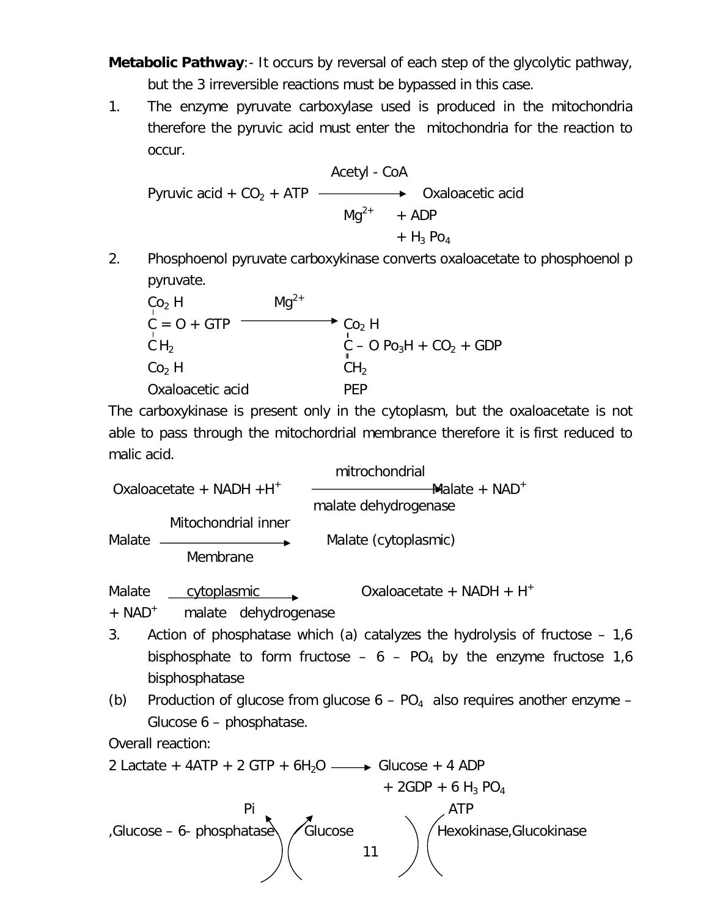**Metabolic Pathway**:- It occurs by reversal of each step of the glycolytic pathway, but the 3 irreversible reactions must be bypassed in this case.

1. The enzyme pyruvate carboxylase used is produced in the mitochondria therefore the pyruvic acid must enter the mitochondria for the reaction to occur.

$$\text{Pyruvic acid} + CO_2 + ATP \xrightarrow[Mg^{2+}]{\text{Acetyl - CoA}} \text{Oxaloacetic acid} + ADP + H_3 Po_4$$

2. Phosphoenol pyruvate carboxykinase converts oxaloacetate to phosphoenol p pyruvate.

```
Co2 H               Mg2+
|
C = O + GTP  ------------------>  Co2 H
|                                 |
C H2                              C – O Po3H + CO2 + GDP
|                                 ||
Co2 H                             CH2
Oxaloacetic acid                  PEP
```

The carboxykinase is present only in the cytoplasm, but the oxaloacetate is not able to pass through the mitochordrial membrance therefore it is first reduced to malic acid.

$$\text{Oxaloacetate} + NADH + H^+ \xrightarrow[\text{malate dehydrogenase}]{\text{mitrochondrial}} \text{Malate} + NAD^+$$

$$\text{Malate} \xrightarrow[\text{Membrane}]{\text{Mitochondrial inner}} \text{Malate (cytoplasmic)}$$

$$\text{Malate} + NAD^+ \xrightarrow[\text{malate dehydrogenase}]{\text{cytoplasmic}} \text{Oxaloacetate} + NADH + H^+$$

3. Action of phosphatase which (a) catalyzes the hydrolysis of fructose – 1,6 bisphosphate to form fructose – 6 – $PO_4$ by the enzyme fructose 1,6 bisphosphatase

(b) Production of glucose from glucose 6 – $PO_4$ also requires another enzyme – Glucose 6 – phosphatase.

Overall reaction:

$$2 \text{ Lactate} + 4ATP + 2 GTP + 6H_2O \longrightarrow \text{Glucose} + 4 ADP + 2GDP + 6 H_3 PO_4$$

Pi ,Glucose – 6- phosphatase Glucose ATP Hexokinase,Glucokinase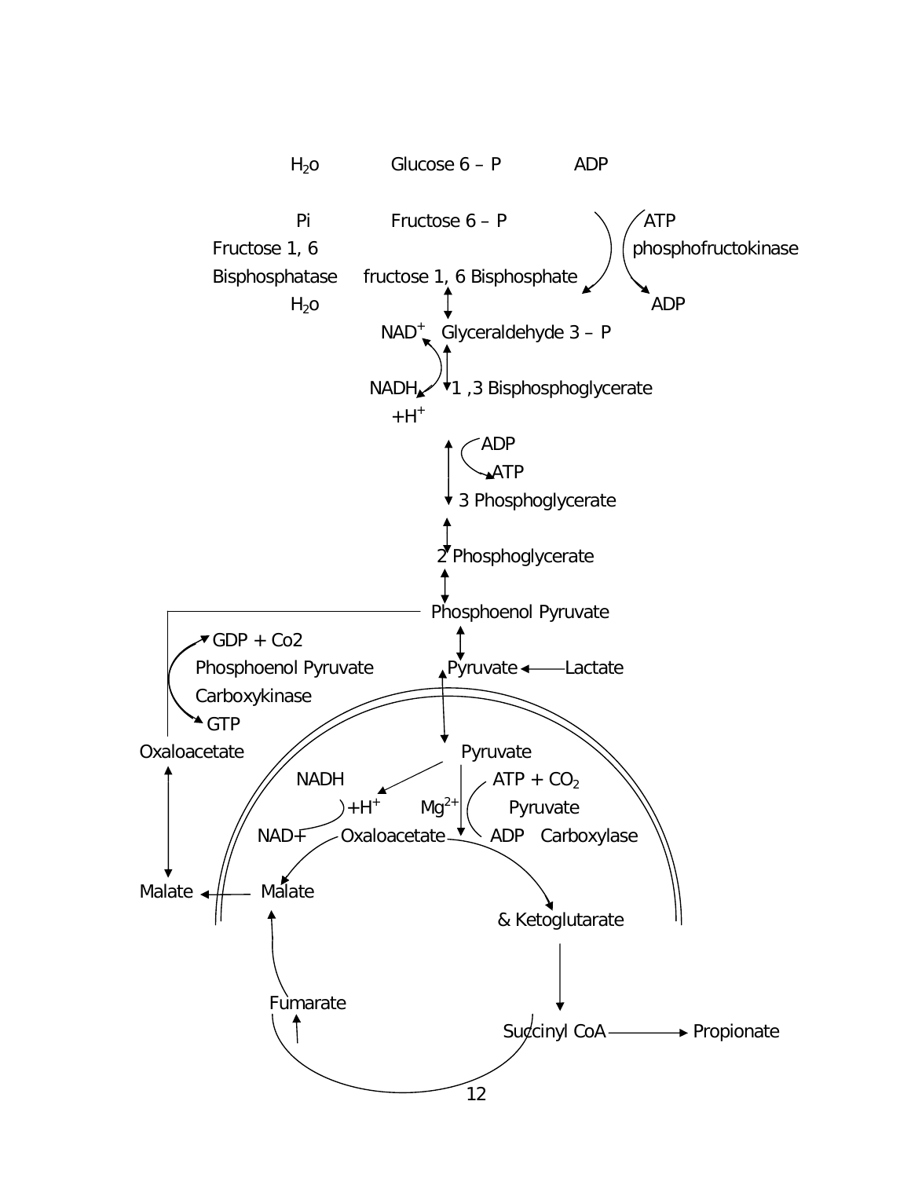$H_2o$ Glucose 6 – P ADP

Pi Fructose 6 – P ATP

Fructose 1, 6 phosphofructokinase

Bisphosphatase fructose 1, 6 Bisphosphate

$H_2o$ ADP

$NAD^+$ Glyceraldehyde 3 – P

NADH 1 ,3 Bisphosphoglycerate

$+H^+$

ADP

ATP

3 Phosphoglycerate

2 Phosphoglycerate

Phosphoenol Pyruvate

GDP + Co2

Phosphoenol Pyruvate Pyruvate ← Lactate

Carboxykinase

GTP

Oxaloacetate Pyruvate

NADH ATP + $CO_2$

$+H^+$ $Mg^{2+}$ Pyruvate

NAD+ Oxaloacetate ADP Carboxylase

Malate ← Malate

& Ketoglutarate

Fumarate

Succinyl CoA → Propionate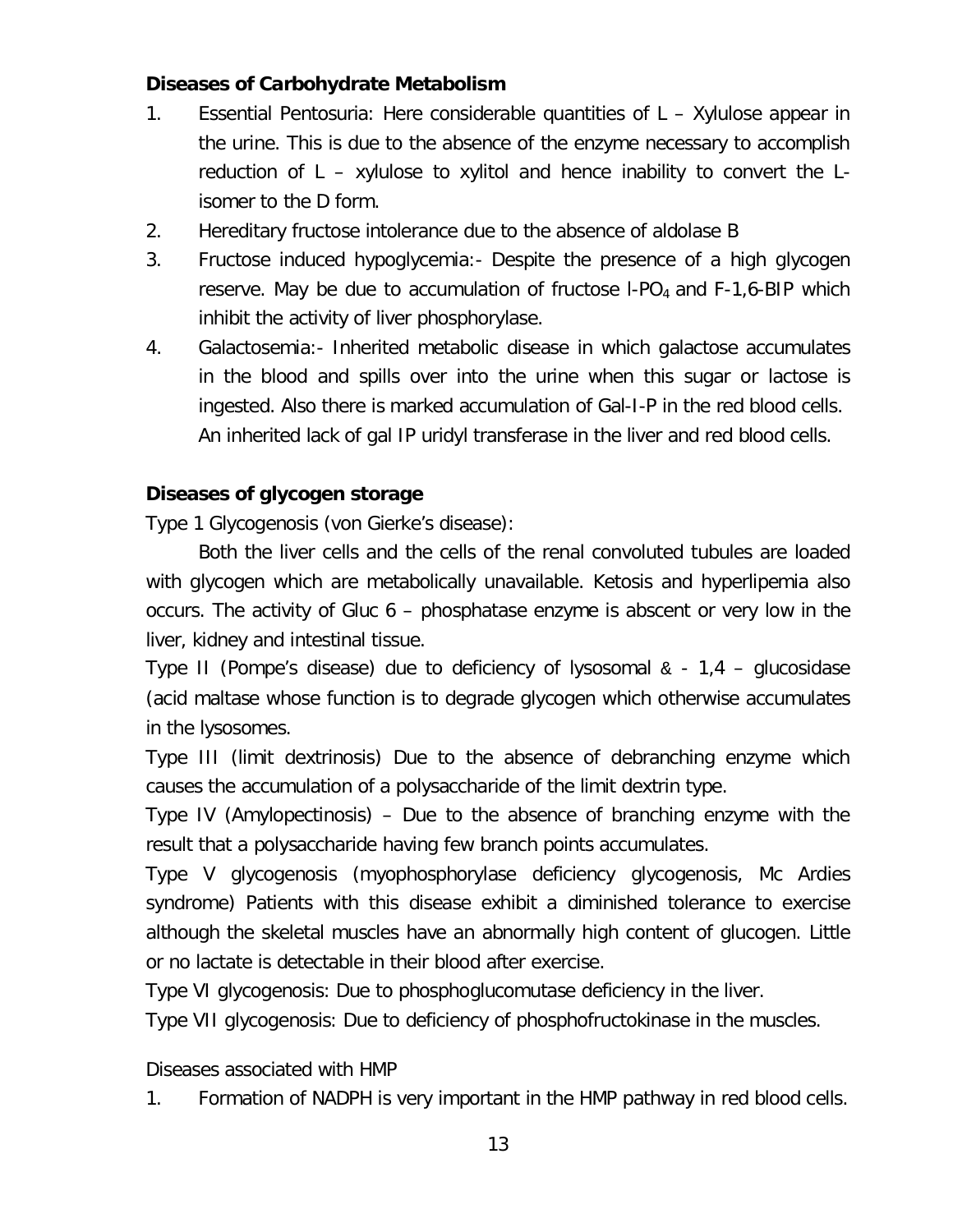**Diseases of Carbohydrate Metabolism**

1. Essential Pentosuria: Here considerable quantities of L – Xylulose appear in the urine. This is due to the absence of the enzyme necessary to accomplish reduction of L – xylulose to xylitol and hence inability to convert the L-isomer to the D form.
2. Hereditary fructose intolerance due to the absence of aldolase B
3. Fructose induced hypoglycemia:- Despite the presence of a high glycogen reserve. May be due to accumulation of fructose l-$PO_4$ and F-1,6-BIP which inhibit the activity of liver phosphorylase.
4. Galactosemia:- Inherited metabolic disease in which galactose accumulates in the blood and spills over into the urine when this sugar or lactose is ingested. Also there is marked accumulation of Gal-I-P in the red blood cells. An inherited lack of gal IP uridyl transferase in the liver and red blood cells.

**Diseases of glycogen storage**

Type 1 Glycogenosis (von Gierke's disease):

Both the liver cells and the cells of the renal convoluted tubules are loaded with glycogen which are metabolically unavailable. Ketosis and hyperlipemia also occurs. The activity of Gluc 6 – phosphatase enzyme is abscent or very low in the liver, kidney and intestinal tissue.

Type II (Pompe's disease) due to deficiency of lysosomal & - 1,4 – glucosidase (acid maltase whose function is to degrade glycogen which otherwise accumulates in the lysosomes.

Type III (limit dextrinosis) Due to the absence of debranching enzyme which causes the accumulation of a polysaccharide of the limit dextrin type.

Type IV (Amylopectinosis) – Due to the absence of branching enzyme with the result that a polysaccharide having few branch points accumulates.

Type V glycogenosis (myophosphorylase deficiency glycogenosis, Mc Ardies syndrome) Patients with this disease exhibit a diminished tolerance to exercise although the skeletal muscles have an abnormally high content of glucogen. Little or no lactate is detectable in their blood after exercise.

Type VI glycogenosis: Due to phosphoglucomutase deficiency in the liver.

Type VII glycogenosis: Due to deficiency of phosphofructokinase in the muscles.

Diseases associated with HMP

1. Formation of NADPH is very important in the HMP pathway in red blood cells.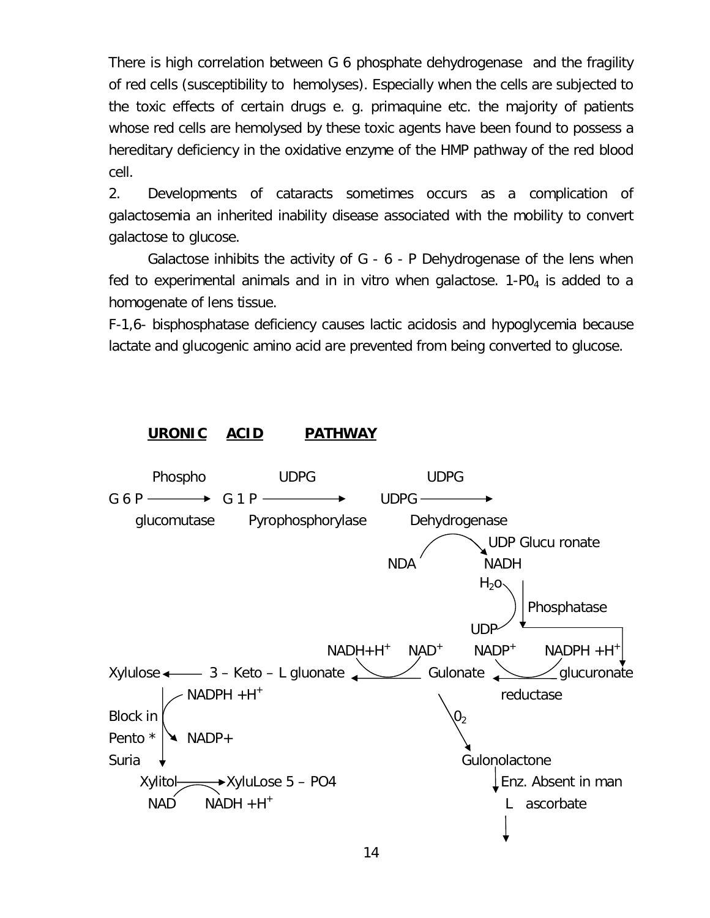There is high correlation between G 6 phosphate dehydrogenase and the fragility of red cells (susceptibility to hemolyses). Especially when the cells are subjected to the toxic effects of certain drugs e. g. primaquine etc. the majority of patients whose red cells are hemolysed by these toxic agents have been found to possess a hereditary deficiency in the oxidative enzyme of the HMP pathway of the red blood cell.

2. Developments of cataracts sometimes occurs as a complication of galactosemia an inherited inability disease associated with the mobility to convert galactose to glucose.

Galactose inhibits the activity of G - 6 - P Dehydrogenase of the lens when fed to experimental animals and in in vitro when galactose. 1-$PO_4$ is added to a homogenate of lens tissue.

F-1,6- bisphosphatase deficiency causes lactic acidosis and hypoglycemia because lactate and glucogenic amino acid are prevented from being converted to glucose.

## URONIC ACID PATHWAY

G 6 P —(Phospho glucomutase)→ G 1 P —(UDPG Pyrophosphorylase)→ UDPG —(UDPG Dehydrogenase; NDA → NADH)→ UDP Glucu ronate

UDP Glucu ronate —(Phosphatase; $H_2O$ → UDP)→ glucuronate

glucuronate —(reductase; $NADPH + H^+$ → $NADP^+$)→ Gulonate

Gulonate —($NAD^+$ → $NADH + H^+$)→ 3 – Keto – L gluonate → Xylulose

Xylulose —($NADPH + H^+$ → NADP+)→ Xylitol (Block in Pento * Suria)

Xylitol —(NAD → $NADH + H^+$)→ XyluLose 5 – PO4

Gulonate —($O_2$)→ Gulonolactone —(Enz. Absent in man)→ L ascorbate →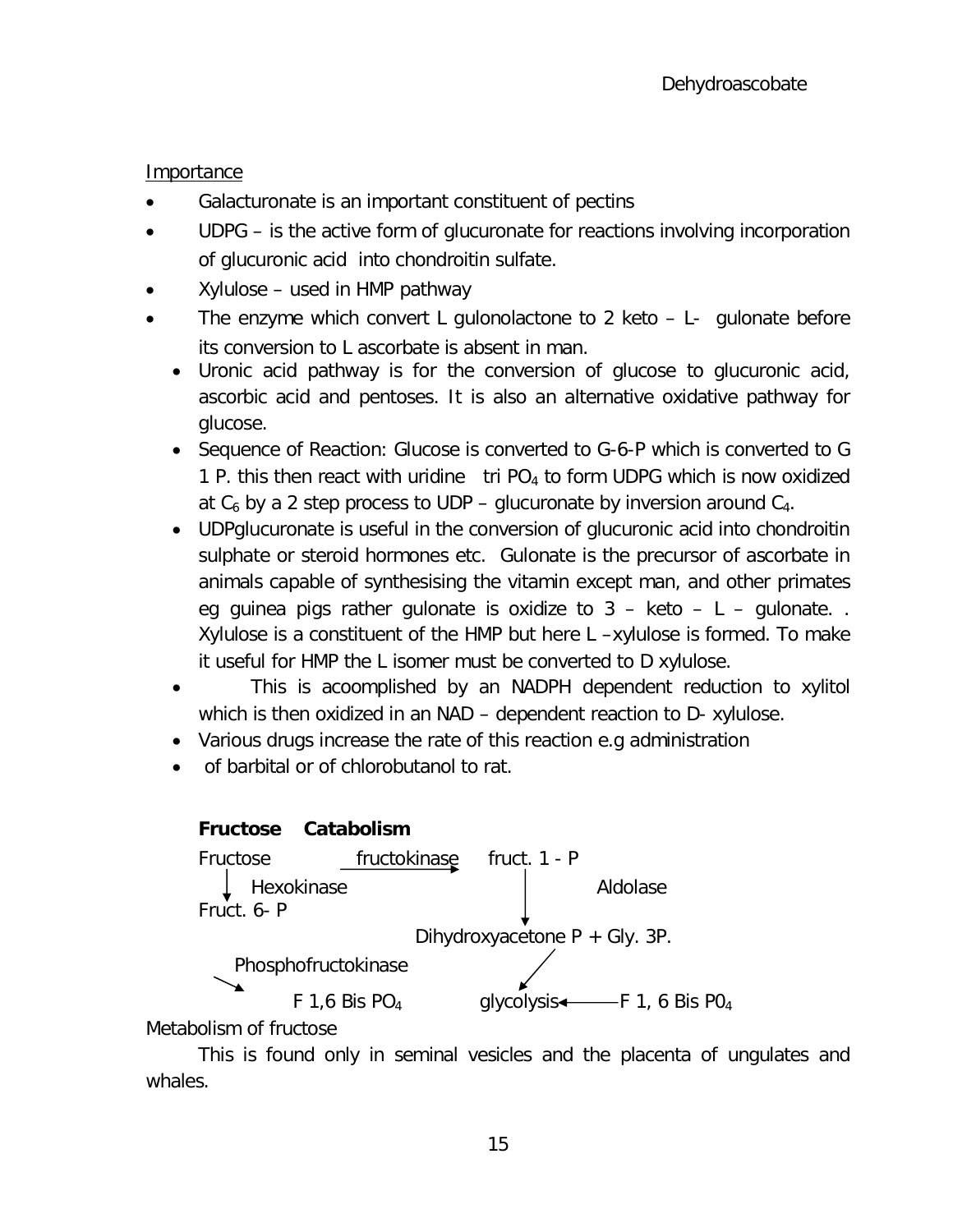Dehydroascobate

<u>Importance</u>

- Galacturonate is an important constituent of pectins
- UDPG – is the active form of glucuronate for reactions involving incorporation of glucuronic acid into chondroitin sulfate.
- Xylulose – used in HMP pathway
- The enzyme which convert L gulonolactone to 2 keto – L- gulonate before its conversion to L ascorbate is absent in man.
  - Uronic acid pathway is for the conversion of glucose to glucuronic acid, ascorbic acid and pentoses. It is also an alternative oxidative pathway for glucose.
  - Sequence of Reaction: Glucose is converted to G-6-P which is converted to G 1 P. this then react with uridine tri $PO_4$ to form UDPG which is now oxidized at $C_6$ by a 2 step process to UDP – glucuronate by inversion around $C_4$.
  - UDPglucuronate is useful in the conversion of glucuronic acid into chondroitin sulphate or steroid hormones etc. Gulonate is the precursor of ascorbate in animals capable of synthesising the vitamin except man, and other primates eg guinea pigs rather gulonate is oxidize to 3 – keto – L – gulonate. . Xylulose is a constituent of the HMP but here L –xylulose is formed. To make it useful for HMP the L isomer must be converted to D xylulose.
- This is acoomplished by an NADPH dependent reduction to xylitol which is then oxidized in an NAD – dependent reaction to D- xylulose.
  - Various drugs increase the rate of this reaction e.g administration
  - of barbital or of chlorobutanol to rat.

**Fructose Catabolism**

```
Fructose  ---fructokinase--->  fruct. 1 - P
   |  Hexokinase                   |      Aldolase
   v                               v
Fruct. 6- P              Dihydroxyacetone P + Gly. 3P.
   |  Phosphofructokinase          |
   v                               v
 F 1,6 Bis PO4                 glycolysis <------ F 1, 6 Bis P04
```

Metabolism of fructose

This is found only in seminal vesicles and the placenta of ungulates and whales.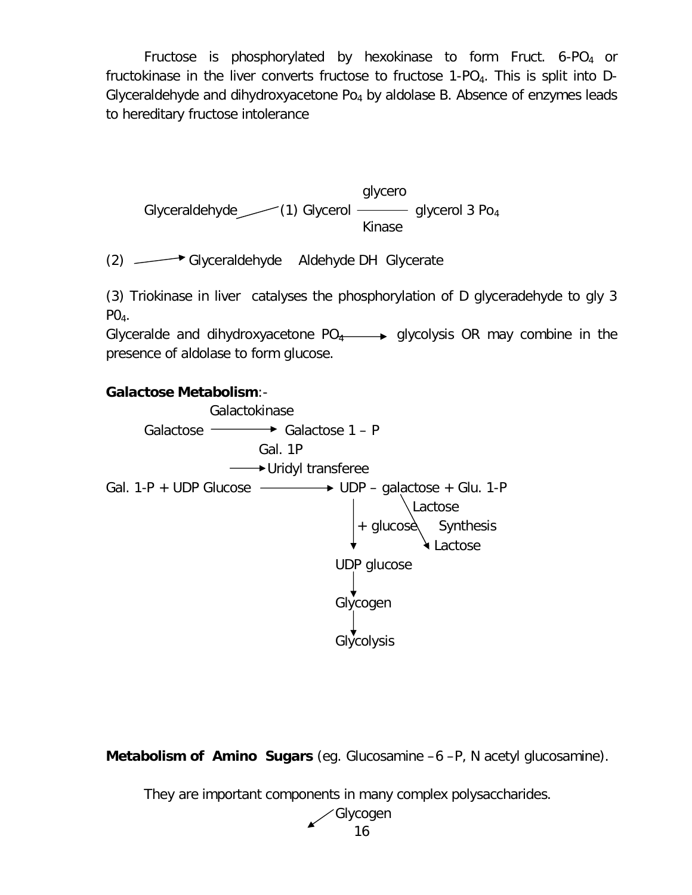Fructose is phosphorylated by hexokinase to form Fruct. 6-$PO_4$ or fructokinase in the liver converts fructose to fructose 1-$PO_4$. This is split into D-Glyceraldehyde and dihydroxyacetone $Po_4$ by aldolase B. Absence of enzymes leads to hereditary fructose intolerance

Glyceraldehyde → (1) Glycerol —(glycero Kinase)→ glycerol 3 $Po_4$

(2) → Glyceraldehyde Aldehyde DH Glycerate

(3) Triokinase in liver catalyses the phosphorylation of D glyceradehyde to gly 3 $P0_4$.

Glyceralde and dihydroxyacetone $PO_4$ → glycolysis OR may combine in the presence of aldolase to form glucose.

**Galactose Metabolism**:-

Galactose —(Galactokinase)→ Galactose 1 – P

Gal. 1-P + UDP Glucose —(Gal. 1P Uridyl transferee)→ UDP – galactose + Glu. 1-P

UDP – galactose —(Lactose Synthesis)→ Lactose

UDP – galactose —(+ glucose)→ UDP glucose → Glycogen → Glycolysis

**Metabolism of Amino Sugars** (eg. Glucosamine –6 –P, N acetyl glucosamine).

They are important components in many complex polysaccharides.

Glycogen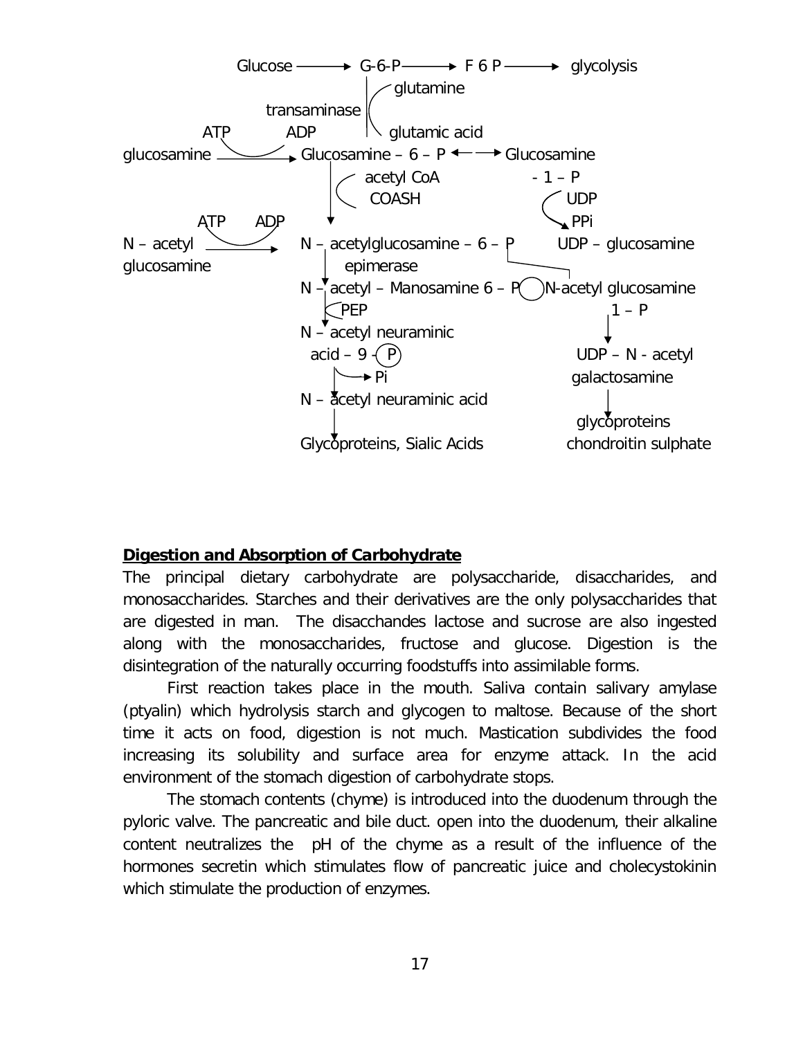```
Glucose ──────► G-6-P ──────► F 6 P ──────► glycolysis
                  │  ( glutamine
      transaminase│
   ATP        ADP │  \ glutamic acid
glucosamine ──────► Glucosamine – 6 – P ◄──► Glucosamine
                  │  ( acetyl CoA              - 1 – P
                  │    COASH                  ( UDP
   ATP      ADP   ▼                            ► PPi
N – acetyl ─────► N – acetylglucosamine – 6 – P     UDP – glucosamine
glucosamine       │    epimerase
                  ▼
                  N – acetyl – Manosamine 6 – P    N-acetyl glucosamine
                  │ ( PEP                              1 – P
                  ▼                                      │
                  N – acetyl neuraminic                  ▼
                    acid – 9 – (P)                 UDP – N - acetyl
                  │ ───► Pi                          galactosamine
                  ▼                                      │
                  N – acetyl neuraminic acid             ▼
                  │                                glycoproteins
                  ▼
                  Glycoproteins, Sialic Acids      chondroitin sulphate
```

**Digestion and Absorption of Carbohydrate**

The principal dietary carbohydrate are polysaccharide, disaccharides, and monosaccharides. Starches and their derivatives are the only polysaccharides that are digested in man. The disacchandes lactose and sucrose are also ingested along with the monosaccharides, fructose and glucose. Digestion is the disintegration of the naturally occurring foodstuffs into assimilable forms.

First reaction takes place in the mouth. Saliva contain salivary amylase (ptyalin) which hydrolysis starch and glycogen to maltose. Because of the short time it acts on food, digestion is not much. Mastication subdivides the food increasing its solubility and surface area for enzyme attack. In the acid environment of the stomach digestion of carbohydrate stops.

The stomach contents (chyme) is introduced into the duodenum through the pyloric valve. The pancreatic and bile duct. open into the duodenum, their alkaline content neutralizes the pH of the chyme as a result of the influence of the hormones secretin which stimulates flow of pancreatic juice and cholecystokinin which stimulate the production of enzymes.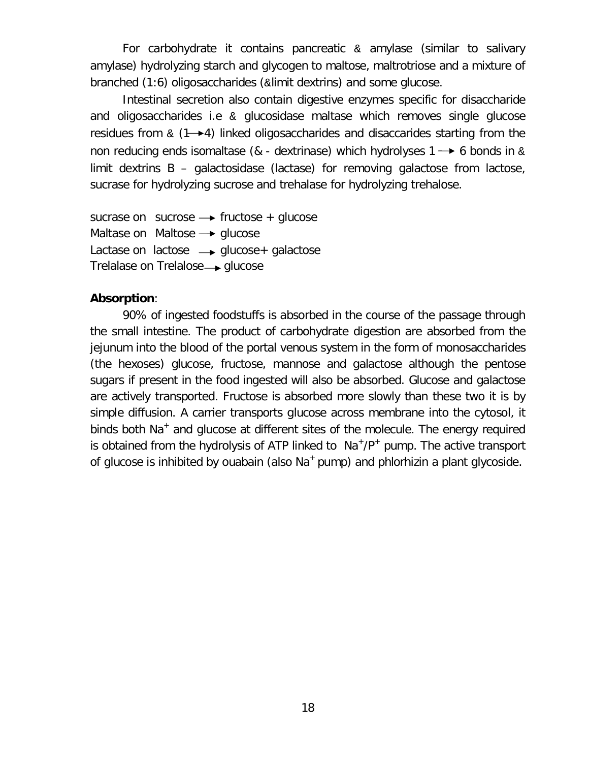For carbohydrate it contains pancreatic & amylase (similar to salivary amylase) hydrolyzing starch and glycogen to maltose, maltrotriose and a mixture of branched (1:6) oligosaccharides (&limit dextrins) and some glucose.

Intestinal secretion also contain digestive enzymes specific for disaccharide and oligosaccharides i.e & glucosidase maltase which removes single glucose residues from & ($1 \rightarrow 4$) linked oligosaccharides and disaccarides starting from the non reducing ends isomaltase (& - dextrinase) which hydrolyses $1 \rightarrow 6$ bonds in & limit dextrins B – galactosidase (lactase) for removing galactose from lactose, sucrase for hydrolyzing sucrose and trehalase for hydrolyzing trehalose.

sucrase on sucrose → fructose + glucose
Maltase on Maltose → glucose
Lactase on lactose → glucose+ galactose
Trelalase on Trelalose → glucose

**Absorption**:

90% of ingested foodstuffs is absorbed in the course of the passage through the small intestine. The product of carbohydrate digestion are absorbed from the jejunum into the blood of the portal venous system in the form of monosaccharides (the hexoses) glucose, fructose, mannose and galactose although the pentose sugars if present in the food ingested will also be absorbed. Glucose and galactose are actively transported. Fructose is absorbed more slowly than these two it is by simple diffusion. A carrier transports glucose across membrane into the cytosol, it binds both $Na^+$ and glucose at different sites of the molecule. The energy required is obtained from the hydrolysis of ATP linked to $Na^+/P^+$ pump. The active transport of glucose is inhibited by ouabain (also $Na^+$ pump) and phlorhizin a plant glycoside.